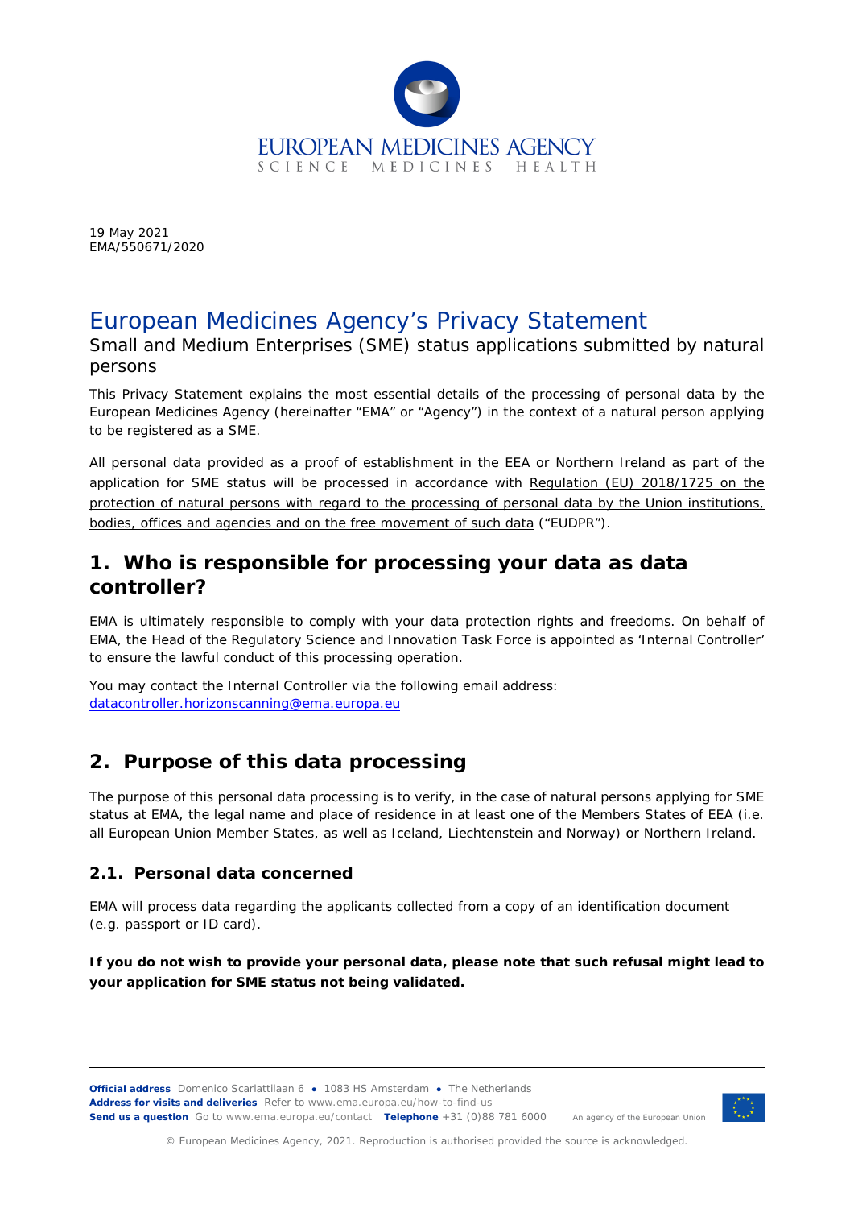19 May 2021
EMA/550671/2020

# European Medicines Agency's Privacy Statement

Small and Medium Enterprises (SME) status applications submitted by natural persons

This Privacy Statement explains the most essential details of the processing of personal data by the European Medicines Agency (hereinafter "EMA" or "Agency") in the context of a natural person applying to be registered as a SME.

All personal data provided as a proof of establishment in the EEA or Northern Ireland as part of the application for SME status will be processed in accordance with Regulation (EU) 2018/1725 on the protection of natural persons with regard to the processing of personal data by the Union institutions, bodies, offices and agencies and on the free movement of such data ("EUDPR").

## 1. Who is responsible for processing your data as data controller?

EMA is ultimately responsible to comply with your data protection rights and freedoms. On behalf of EMA, the Head of the Regulatory Science and Innovation Task Force is appointed as 'Internal Controller' to ensure the lawful conduct of this processing operation.

You may contact the Internal Controller via the following email address:
datacontroller.horizonscanning@ema.europa.eu

## 2. Purpose of this data processing

The purpose of this personal data processing is to verify, in the case of natural persons applying for SME status at EMA, the legal name and place of residence in at least one of the Members States of EEA (i.e. all European Union Member States, as well as Iceland, Liechtenstein and Norway) or Northern Ireland.

### 2.1. Personal data concerned

EMA will process data regarding the applicants collected from a copy of an identification document (e.g. passport or ID card).

**If you do not wish to provide your personal data, please note that such refusal might lead to your application for SME status not being validated.**

**Official address** Domenico Scarlattilaan 6 ● 1083 HS Amsterdam ● The Netherlands
**Address for visits and deliveries** Refer to www.ema.europa.eu/how-to-find-us
**Send us a question** Go to www.ema.europa.eu/contact **Telephone** +31 (0)88 781 6000

An agency of the European Union

© European Medicines Agency, 2021. Reproduction is authorised provided the source is acknowledged.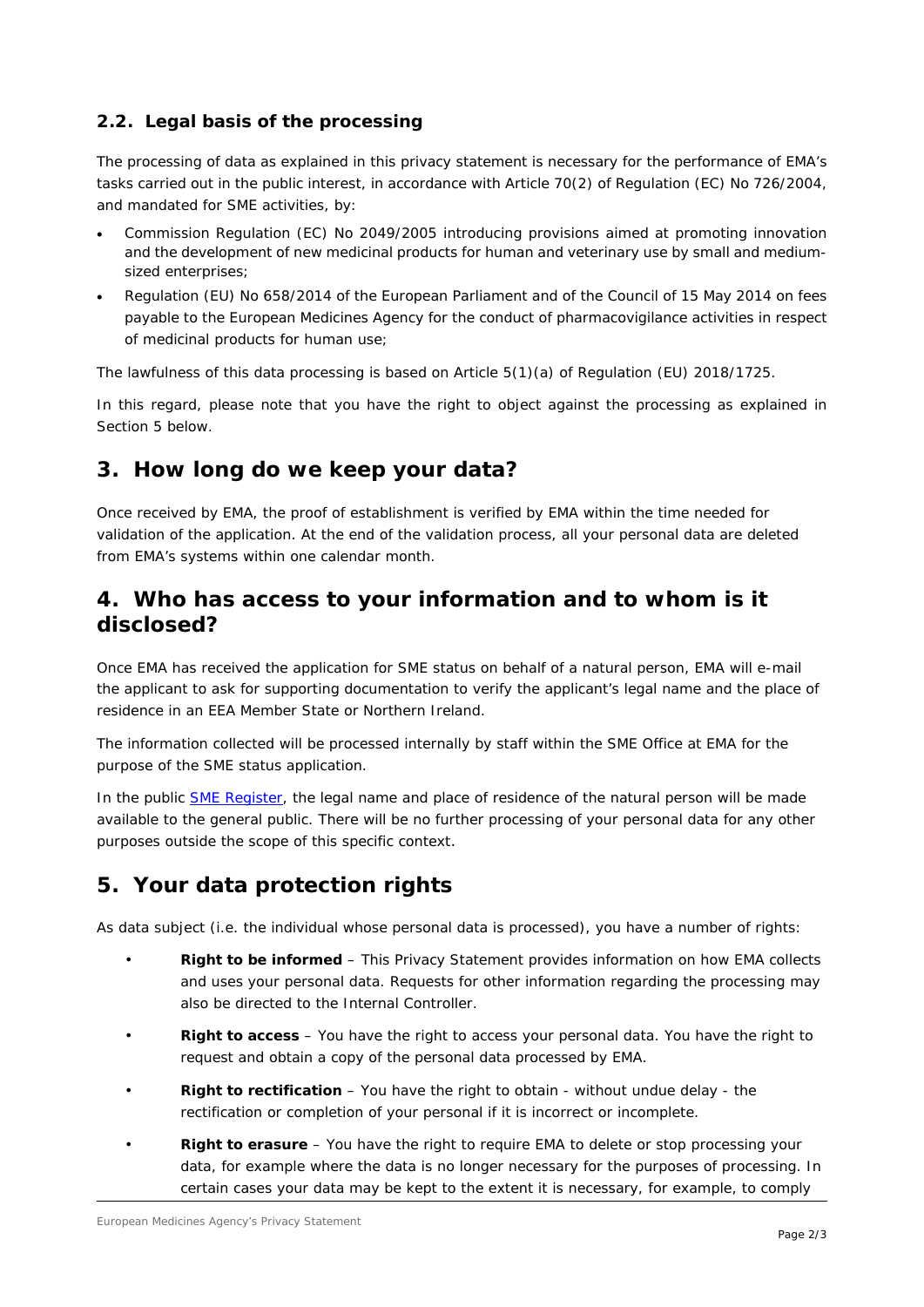### 2.2. Legal basis of the processing

The processing of data as explained in this privacy statement is necessary for the performance of EMA's tasks carried out in the public interest, in accordance with Article 70(2) of Regulation (EC) No 726/2004, and mandated for SME activities, by:

- Commission Regulation (EC) No 2049/2005 introducing provisions aimed at promoting innovation and the development of new medicinal products for human and veterinary use by small and medium-sized enterprises;
- Regulation (EU) No 658/2014 of the European Parliament and of the Council of 15 May 2014 on fees payable to the European Medicines Agency for the conduct of pharmacovigilance activities in respect of medicinal products for human use;

The lawfulness of this data processing is based on Article 5(1)(a) of Regulation (EU) 2018/1725.

In this regard, please note that you have the right to object against the processing as explained in Section 5 below.

## 3. How long do we keep your data?

Once received by EMA, the proof of establishment is verified by EMA within the time needed for validation of the application. At the end of the validation process, all your personal data are deleted from EMA's systems within one calendar month.

## 4. Who has access to your information and to whom is it disclosed?

Once EMA has received the application for SME status on behalf of a natural person, EMA will e-mail the applicant to ask for supporting documentation to verify the applicant's legal name and the place of residence in an EEA Member State or Northern Ireland.

The information collected will be processed internally by staff within the SME Office at EMA for the purpose of the SME status application.

In the public SME Register, the legal name and place of residence of the natural person will be made available to the general public. There will be no further processing of your personal data for any other purposes outside the scope of this specific context.

## 5. Your data protection rights

As data subject (i.e. the individual whose personal data is processed), you have a number of rights:

- **Right to be informed** – This Privacy Statement provides information on how EMA collects and uses your personal data. Requests for other information regarding the processing may also be directed to the Internal Controller.
- **Right to access** – You have the right to access your personal data. You have the right to request and obtain a copy of the personal data processed by EMA.
- **Right to rectification** – You have the right to obtain - without undue delay - the rectification or completion of your personal if it is incorrect or incomplete.
- **Right to erasure** – You have the right to require EMA to delete or stop processing your data, for example where the data is no longer necessary for the purposes of processing. In certain cases your data may be kept to the extent it is necessary, for example, to comply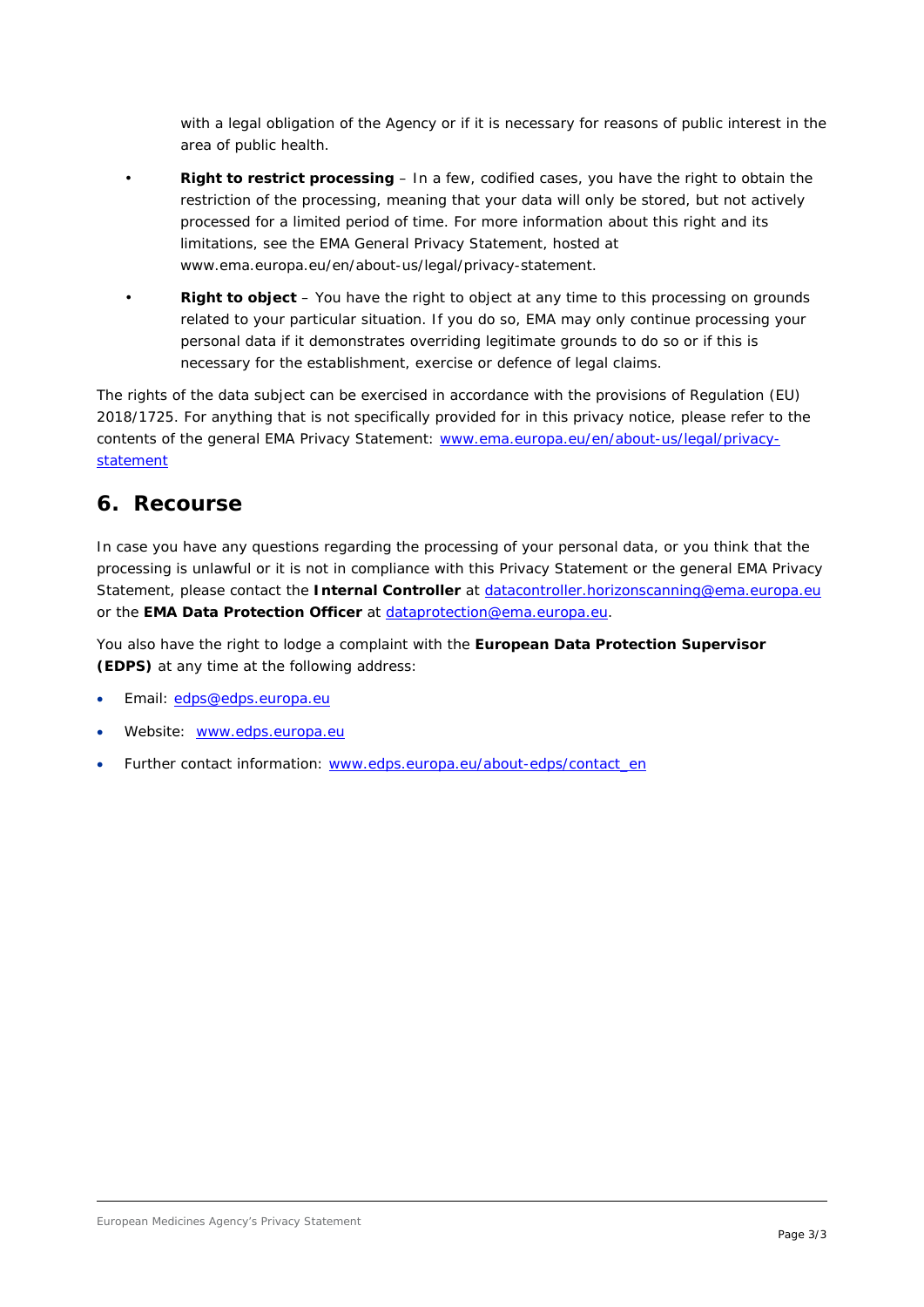with a legal obligation of the Agency or if it is necessary for reasons of public interest in the area of public health.

- **Right to restrict processing** – In a few, codified cases, you have the right to obtain the restriction of the processing, meaning that your data will only be stored, but not actively processed for a limited period of time. For more information about this right and its limitations, see the EMA General Privacy Statement, hosted at www.ema.europa.eu/en/about-us/legal/privacy-statement.
- **Right to object** – You have the right to object at any time to this processing on grounds related to your particular situation. If you do so, EMA may only continue processing your personal data if it demonstrates overriding legitimate grounds to do so or if this is necessary for the establishment, exercise or defence of legal claims.

The rights of the data subject can be exercised in accordance with the provisions of Regulation (EU) 2018/1725. For anything that is not specifically provided for in this privacy notice, please refer to the contents of the general EMA Privacy Statement: [www.ema.europa.eu/en/about-us/legal/privacy-statement](www.ema.europa.eu/en/about-us/legal/privacy-statement)

## 6. Recourse

In case you have any questions regarding the processing of your personal data, or you think that the processing is unlawful or it is not in compliance with this Privacy Statement or the general EMA Privacy Statement, please contact the **Internal Controller** at [datacontroller.horizonscanning@ema.europa.eu](mailto:datacontroller.horizonscanning@ema.europa.eu) or the **EMA Data Protection Officer** at [dataprotection@ema.europa.eu](mailto:dataprotection@ema.europa.eu).

You also have the right to lodge a complaint with the **European Data Protection Supervisor (EDPS)** at any time at the following address:

- Email: [edps@edps.europa.eu](mailto:edps@edps.europa.eu)
- Website: [www.edps.europa.eu](www.edps.europa.eu)
- Further contact information: [www.edps.europa.eu/about-edps/contact_en](www.edps.europa.eu/about-edps/contact_en)